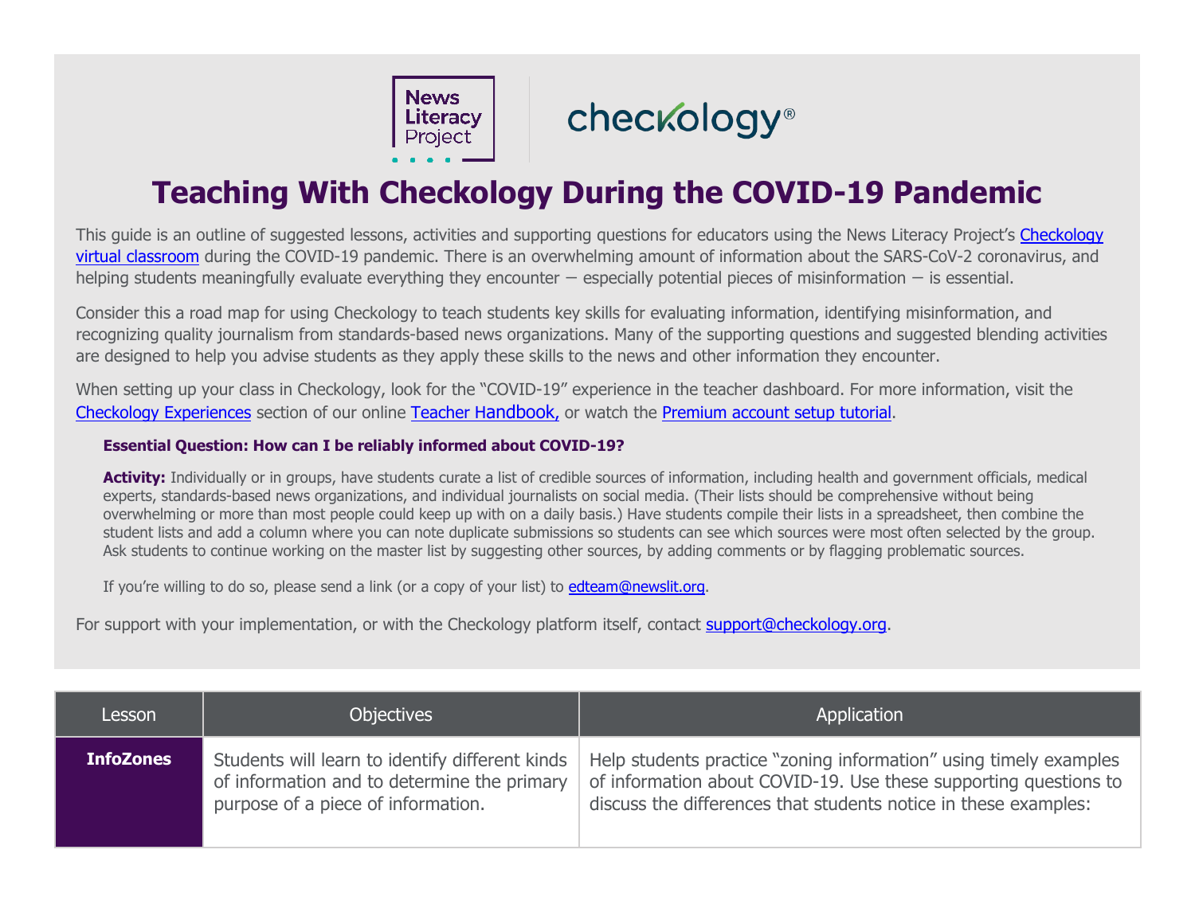# Teaching With Checkology During the COVID-19 Pandemic

This guide is an outline of suggested lessons, activities and supporting questions for educators using the News Literacy Project's Checkology virtual classroom during the COVID-19 pandemic. There is an overwhelming amount of information about the SARS-CoV-2 coronavirus, and helping students meaningfully evaluate everything they encounter — especially potential pieces of misinformation — is essential.

Consider this a road map for using Checkology to teach students key skills for evaluating information, identifying misinformation, and recognizing quality journalism from standards-based news organizations. Many of the supporting questions and suggested blending activities are designed to help you advise students as they apply these skills to the news and other information they encounter.

When setting up your class in Checkology, look for the "COVID-19" experience in the teacher dashboard. For more information, visit the Checkology Experiences section of our online Teacher Handbook, or watch the Premium account setup tutorial.

**Essential Question: How can I be reliably informed about COVID-19?**

**Activity:** Individually or in groups, have students curate a list of credible sources of information, including health and government officials, medical experts, standards-based news organizations, and individual journalists on social media. (Their lists should be comprehensive without being overwhelming or more than most people could keep up with on a daily basis.) Have students compile their lists in a spreadsheet, then combine the student lists and add a column where you can note duplicate submissions so students can see which sources were most often selected by the group. Ask students to continue working on the master list by suggesting other sources, by adding comments or by flagging problematic sources.

If you're willing to do so, please send a link (or a copy of your list) to edteam@newslit.org.

For support with your implementation, or with the Checkology platform itself, contact support@checkology.org.

| Lesson | Objectives | Application |
|---|---|---|
| **InfoZones** | Students will learn to identify different kinds of information and to determine the primary purpose of a piece of information. | Help students practice "zoning information" using timely examples of information about COVID-19. Use these supporting questions to discuss the differences that students notice in these examples: |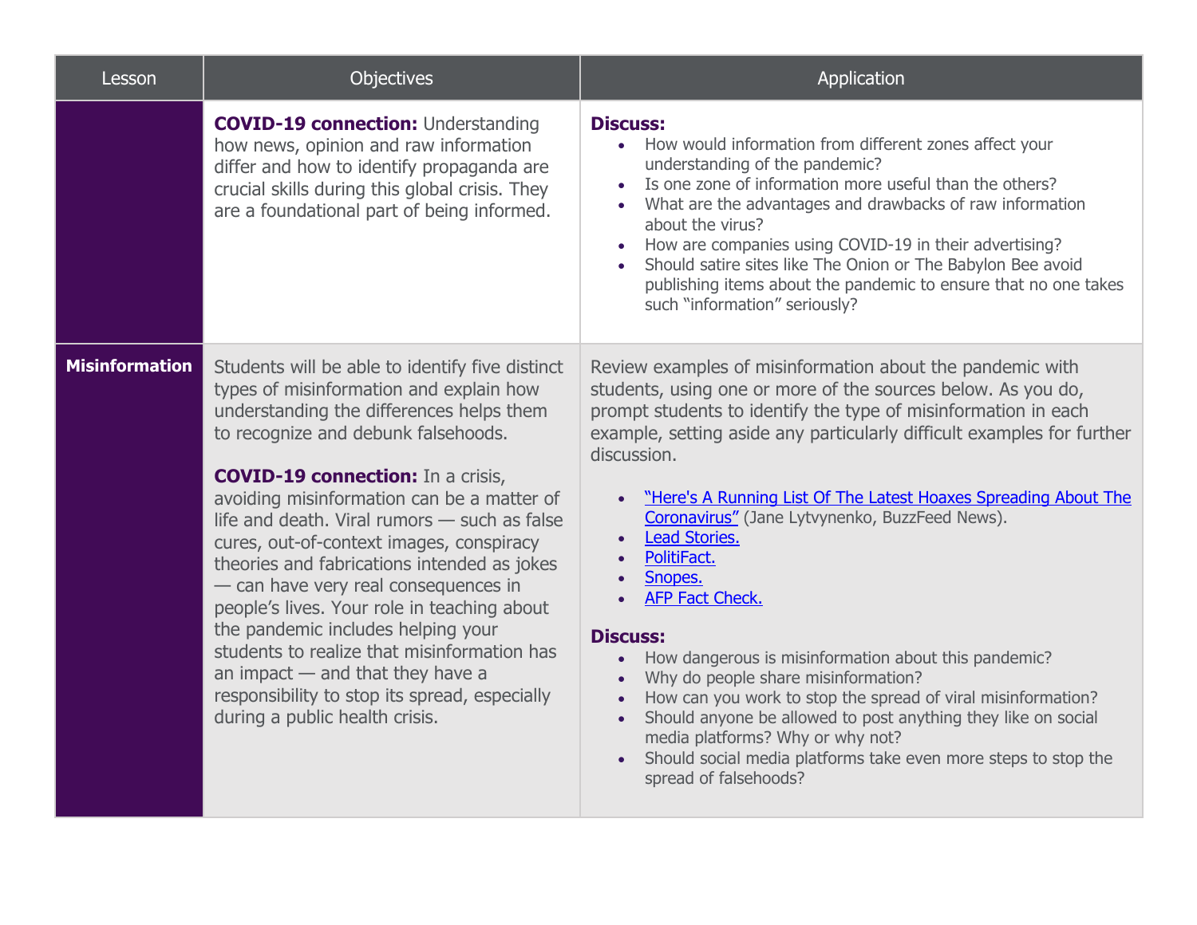| Lesson | Objectives | Application |
|---|---|---|
| | **COVID-19 connection:** Understanding how news, opinion and raw information differ and how to identify propaganda are crucial skills during this global crisis. They are a foundational part of being informed. | **Discuss:**<br>• How would information from different zones affect your understanding of the pandemic?<br>• Is one zone of information more useful than the others?<br>• What are the advantages and drawbacks of raw information about the virus?<br>• How are companies using COVID-19 in their advertising?<br>• Should satire sites like The Onion or The Babylon Bee avoid publishing items about the pandemic to ensure that no one takes such "information" seriously? |
| **Misinformation** | Students will be able to identify five distinct types of misinformation and explain how understanding the differences helps them to recognize and debunk falsehoods.<br><br>**COVID-19 connection:** In a crisis, avoiding misinformation can be a matter of life and death. Viral rumors — such as false cures, out-of-context images, conspiracy theories and fabrications intended as jokes — can have very real consequences in people's lives. Your role in teaching about the pandemic includes helping your students to realize that misinformation has an impact — and that they have a responsibility to stop its spread, especially during a public health crisis. | Review examples of misinformation about the pandemic with students, using one or more of the sources below. As you do, prompt students to identify the type of misinformation in each example, setting aside any particularly difficult examples for further discussion.<br><br>• "Here's A Running List Of The Latest Hoaxes Spreading About The Coronavirus" (Jane Lytvynenko, BuzzFeed News).<br>• Lead Stories.<br>• PolitiFact.<br>• Snopes.<br>• AFP Fact Check.<br><br>**Discuss:**<br>• How dangerous is misinformation about this pandemic?<br>• Why do people share misinformation?<br>• How can you work to stop the spread of viral misinformation?<br>• Should anyone be allowed to post anything they like on social media platforms? Why or why not?<br>• Should social media platforms take even more steps to stop the spread of falsehoods? |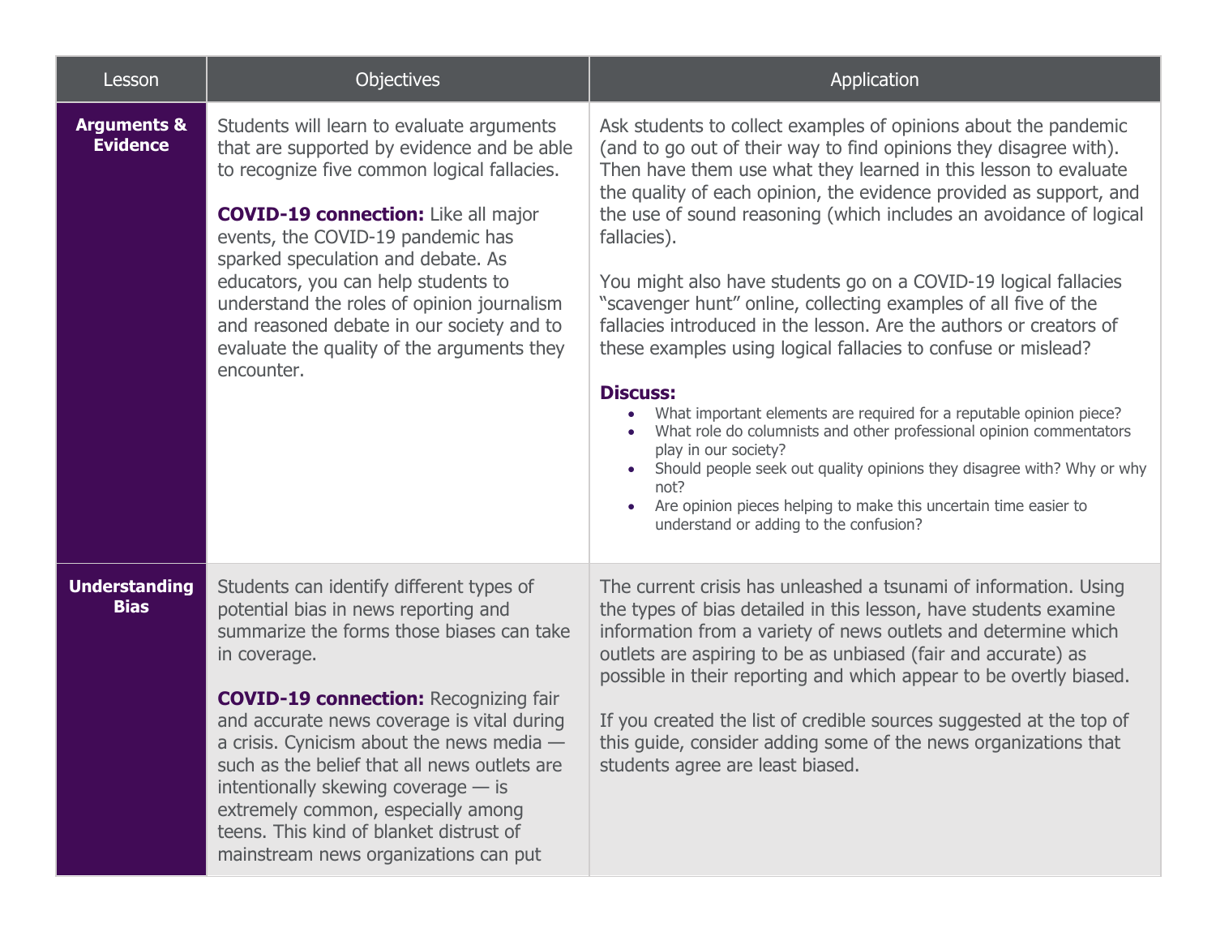| Lesson | Objectives | Application |
| --- | --- | --- |
| **Arguments & Evidence** | Students will learn to evaluate arguments that are supported by evidence and be able to recognize five common logical fallacies.<br><br>**COVID-19 connection:** Like all major events, the COVID-19 pandemic has sparked speculation and debate. As educators, you can help students to understand the roles of opinion journalism and reasoned debate in our society and to evaluate the quality of the arguments they encounter. | Ask students to collect examples of opinions about the pandemic (and to go out of their way to find opinions they disagree with). Then have them use what they learned in this lesson to evaluate the quality of each opinion, the evidence provided as support, and the use of sound reasoning (which includes an avoidance of logical fallacies).<br><br>You might also have students go on a COVID-19 logical fallacies "scavenger hunt" online, collecting examples of all five of the fallacies introduced in the lesson. Are the authors or creators of these examples using logical fallacies to confuse or mislead?<br><br>**Discuss:**<br>• What important elements are required for a reputable opinion piece?<br>• What role do columnists and other professional opinion commentators play in our society?<br>• Should people seek out quality opinions they disagree with? Why or why not?<br>• Are opinion pieces helping to make this uncertain time easier to understand or adding to the confusion? |
| **Understanding Bias** | Students can identify different types of potential bias in news reporting and summarize the forms those biases can take in coverage.<br><br>**COVID-19 connection:** Recognizing fair and accurate news coverage is vital during a crisis. Cynicism about the news media — such as the belief that all news outlets are intentionally skewing coverage — is extremely common, especially among teens. This kind of blanket distrust of mainstream news organizations can put | The current crisis has unleashed a tsunami of information. Using the types of bias detailed in this lesson, have students examine information from a variety of news outlets and determine which outlets are aspiring to be as unbiased (fair and accurate) as possible in their reporting and which appear to be overtly biased.<br><br>If you created the list of credible sources suggested at the top of this guide, consider adding some of the news organizations that students agree are least biased. |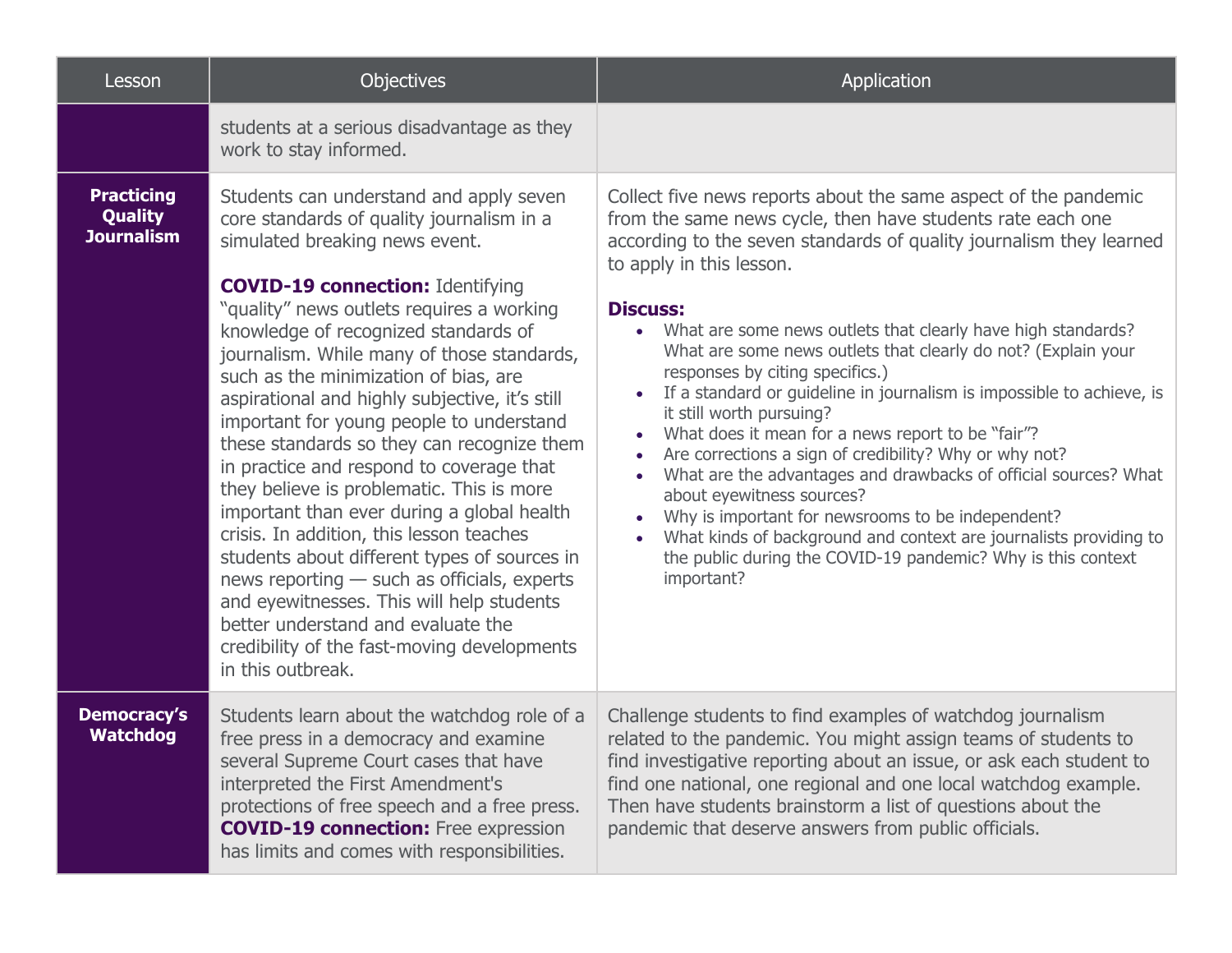| Lesson | Objectives | Application |
|---|---|---|
| | students at a serious disadvantage as they work to stay informed. | |
| **Practicing Quality Journalism** | Students can understand and apply seven core standards of quality journalism in a simulated breaking news event.<br><br>**COVID-19 connection:** Identifying "quality" news outlets requires a working knowledge of recognized standards of journalism. While many of those standards, such as the minimization of bias, are aspirational and highly subjective, it's still important for young people to understand these standards so they can recognize them in practice and respond to coverage that they believe is problematic. This is more important than ever during a global health crisis. In addition, this lesson teaches students about different types of sources in news reporting — such as officials, experts and eyewitnesses. This will help students better understand and evaluate the credibility of the fast-moving developments in this outbreak. | Collect five news reports about the same aspect of the pandemic from the same news cycle, then have students rate each one according to the seven standards of quality journalism they learned to apply in this lesson.<br><br>**Discuss:**<br>• What are some news outlets that clearly have high standards? What are some news outlets that clearly do not? (Explain your responses by citing specifics.)<br>• If a standard or guideline in journalism is impossible to achieve, is it still worth pursuing?<br>• What does it mean for a news report to be "fair"?<br>• Are corrections a sign of credibility? Why or why not?<br>• What are the advantages and drawbacks of official sources? What about eyewitness sources?<br>• Why is important for newsrooms to be independent?<br>• What kinds of background and context are journalists providing to the public during the COVID-19 pandemic? Why is this context important? |
| **Democracy's Watchdog** | Students learn about the watchdog role of a free press in a democracy and examine several Supreme Court cases that have interpreted the First Amendment's protections of free speech and a free press.<br>**COVID-19 connection:** Free expression has limits and comes with responsibilities. | Challenge students to find examples of watchdog journalism related to the pandemic. You might assign teams of students to find investigative reporting about an issue, or ask each student to find one national, one regional and one local watchdog example. Then have students brainstorm a list of questions about the pandemic that deserve answers from public officials. |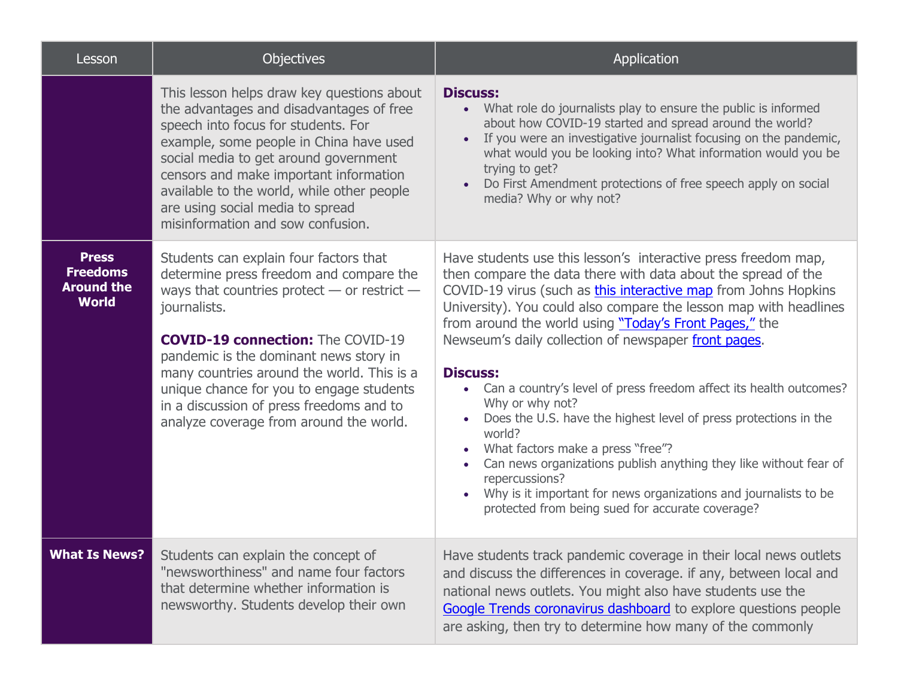| Lesson | Objectives | Application |
| --- | --- | --- |
| | This lesson helps draw key questions about the advantages and disadvantages of free speech into focus for students. For example, some people in China have used social media to get around government censors and make important information available to the world, while other people are using social media to spread misinformation and sow confusion. | **Discuss:**<br>• What role do journalists play to ensure the public is informed about how COVID-19 started and spread around the world?<br>• If you were an investigative journalist focusing on the pandemic, what would you be looking into? What information would you be trying to get?<br>• Do First Amendment protections of free speech apply on social media? Why or why not? |
| **Press Freedoms Around the World** | Students can explain four factors that determine press freedom and compare the ways that countries protect — or restrict — journalists.<br><br>**COVID-19 connection:** The COVID-19 pandemic is the dominant news story in many countries around the world. This is a unique chance for you to engage students in a discussion of press freedoms and to analyze coverage from around the world. | Have students use this lesson's interactive press freedom map, then compare the data there with data about the spread of the COVID-19 virus (such as this interactive map from Johns Hopkins University). You could also compare the lesson map with headlines from around the world using "Today's Front Pages," the Newseum's daily collection of newspaper front pages.<br><br>**Discuss:**<br>• Can a country's level of press freedom affect its health outcomes? Why or why not?<br>• Does the U.S. have the highest level of press protections in the world?<br>• What factors make a press "free"?<br>• Can news organizations publish anything they like without fear of repercussions?<br>• Why is it important for news organizations and journalists to be protected from being sued for accurate coverage? |
| **What Is News?** | Students can explain the concept of "newsworthiness" and name four factors that determine whether information is newsworthy. Students develop their own | Have students track pandemic coverage in their local news outlets and discuss the differences in coverage. if any, between local and national news outlets. You might also have students use the Google Trends coronavirus dashboard to explore questions people are asking, then try to determine how many of the commonly |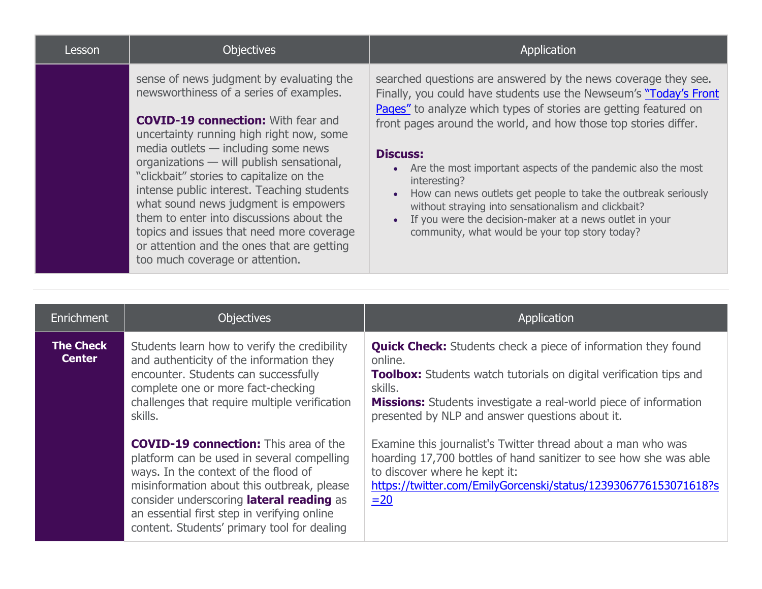| Lesson | Objectives | Application |
|---|---|---|
| | sense of news judgment by evaluating the newsworthiness of a series of examples.<br><br>**COVID-19 connection:** With fear and uncertainty running high right now, some media outlets — including some news organizations — will publish sensational, "clickbait" stories to capitalize on the intense public interest. Teaching students what sound news judgment is empowers them to enter into discussions about the topics and issues that need more coverage or attention and the ones that are getting too much coverage or attention. | searched questions are answered by the news coverage they see. Finally, you could have students use the Newseum's "Today's Front Pages" to analyze which types of stories are getting featured on front pages around the world, and how those top stories differ.<br><br>**Discuss:**<br>• Are the most important aspects of the pandemic also the most interesting?<br>• How can news outlets get people to take the outbreak seriously without straying into sensationalism and clickbait?<br>• If you were the decision-maker at a news outlet in your community, what would be your top story today? |

| Enrichment | Objectives | Application |
|---|---|---|
| **The Check Center** | Students learn how to verify the credibility and authenticity of the information they encounter. Students can successfully complete one or more fact-checking challenges that require multiple verification skills.<br><br>**COVID-19 connection:** This area of the platform can be used in several compelling ways. In the context of the flood of misinformation about this outbreak, please consider underscoring **lateral reading** as an essential first step in verifying online content. Students' primary tool for dealing | **Quick Check:** Students check a piece of information they found online.<br>**Toolbox:** Students watch tutorials on digital verification tips and skills.<br>**Missions:** Students investigate a real-world piece of information presented by NLP and answer questions about it.<br><br>Examine this journalist's Twitter thread about a man who was hoarding 17,700 bottles of hand sanitizer to see how she was able to discover where he kept it: https://twitter.com/EmilyGorcenski/status/1239306776153071618?s=20 |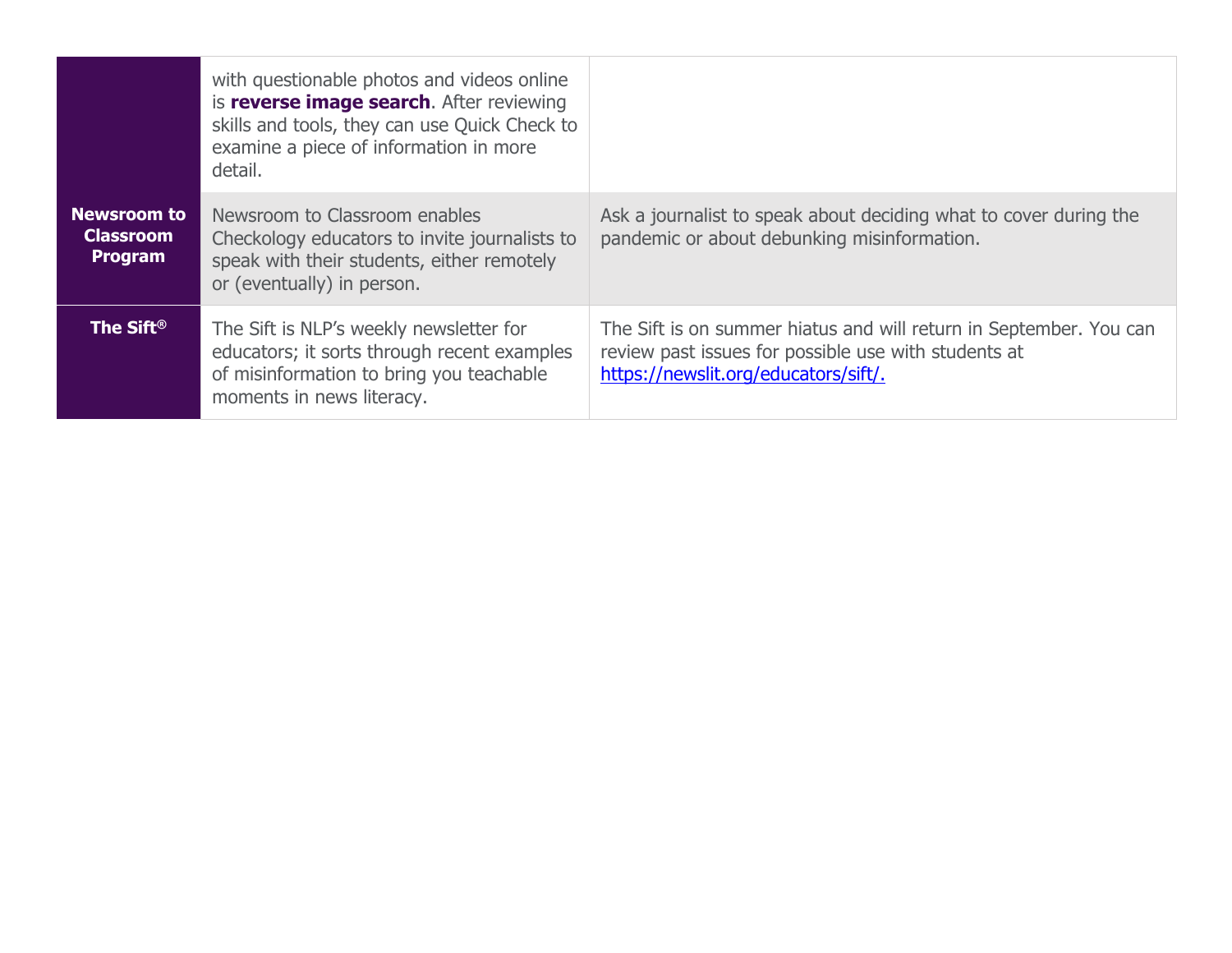| | | |
|---|---|---|
| | with questionable photos and videos online is **reverse image search**. After reviewing skills and tools, they can use Quick Check to examine a piece of information in more detail. | |
| **Newsroom to Classroom Program** | Newsroom to Classroom enables Checkology educators to invite journalists to speak with their students, either remotely or (eventually) in person. | Ask a journalist to speak about deciding what to cover during the pandemic or about debunking misinformation. |
| **The Sift®** | The Sift is NLP's weekly newsletter for educators; it sorts through recent examples of misinformation to bring you teachable moments in news literacy. | The Sift is on summer hiatus and will return in September. You can review past issues for possible use with students at https://newslit.org/educators/sift/. |